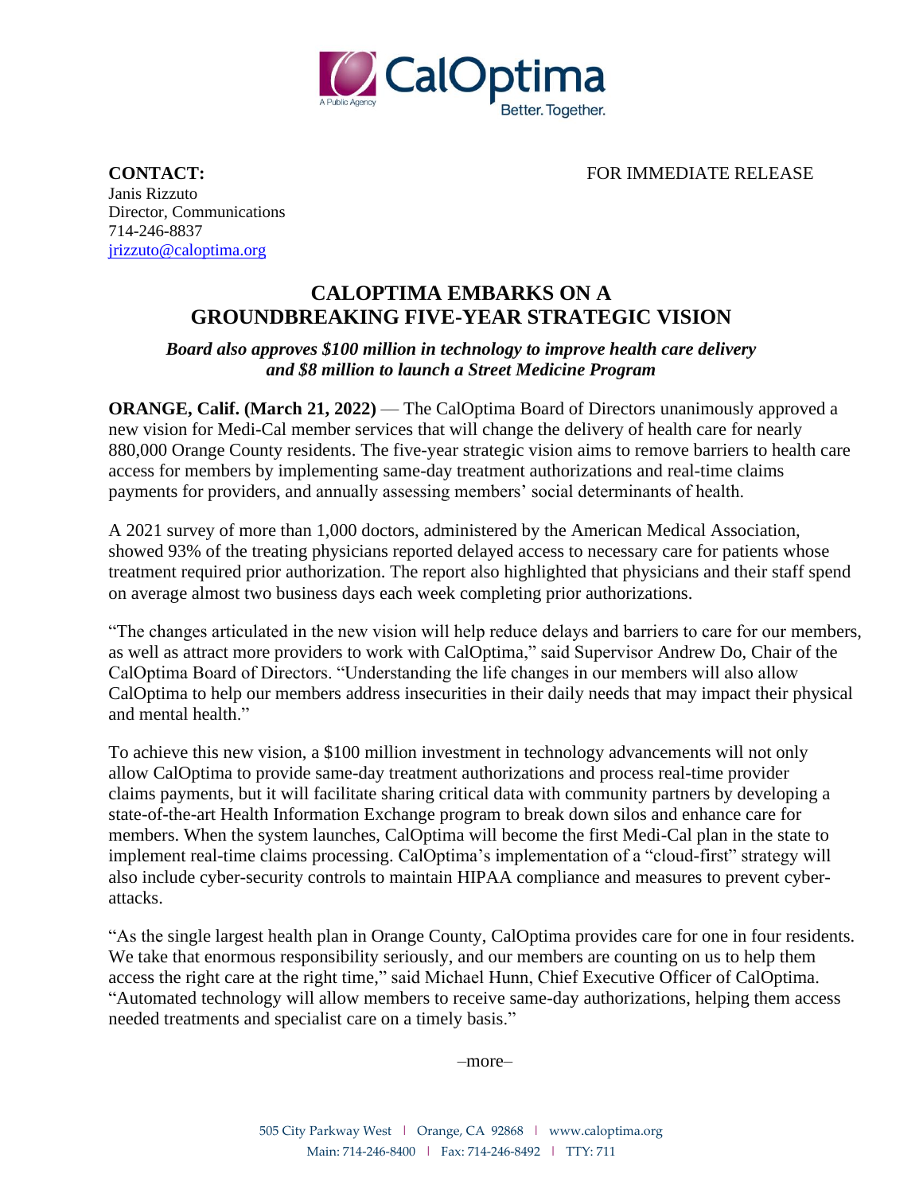**CONTACT:**
Janis Rizzuto
Director, Communications
714-246-8837
jrizzuto@caloptima.org

FOR IMMEDIATE RELEASE

# CALOPTIMA EMBARKS ON A GROUNDBREAKING FIVE-YEAR STRATEGIC VISION

***Board also approves $100 million in technology to improve health care delivery and $8 million to launch a Street Medicine Program***

**ORANGE, Calif. (March 21, 2022)** — The CalOptima Board of Directors unanimously approved a new vision for Medi-Cal member services that will change the delivery of health care for nearly 880,000 Orange County residents. The five-year strategic vision aims to remove barriers to health care access for members by implementing same-day treatment authorizations and real-time claims payments for providers, and annually assessing members' social determinants of health.

A 2021 survey of more than 1,000 doctors, administered by the American Medical Association, showed 93% of the treating physicians reported delayed access to necessary care for patients whose treatment required prior authorization. The report also highlighted that physicians and their staff spend on average almost two business days each week completing prior authorizations.

"The changes articulated in the new vision will help reduce delays and barriers to care for our members, as well as attract more providers to work with CalOptima," said Supervisor Andrew Do, Chair of the CalOptima Board of Directors. "Understanding the life changes in our members will also allow CalOptima to help our members address insecurities in their daily needs that may impact their physical and mental health."

To achieve this new vision, a $100 million investment in technology advancements will not only allow CalOptima to provide same-day treatment authorizations and process real-time provider claims payments, but it will facilitate sharing critical data with community partners by developing a state-of-the-art Health Information Exchange program to break down silos and enhance care for members. When the system launches, CalOptima will become the first Medi-Cal plan in the state to implement real-time claims processing. CalOptima's implementation of a "cloud-first" strategy will also include cyber-security controls to maintain HIPAA compliance and measures to prevent cyber-attacks.

"As the single largest health plan in Orange County, CalOptima provides care for one in four residents. We take that enormous responsibility seriously, and our members are counting on us to help them access the right care at the right time," said Michael Hunn, Chief Executive Officer of CalOptima. "Automated technology will allow members to receive same-day authorizations, helping them access needed treatments and specialist care on a timely basis."

–more–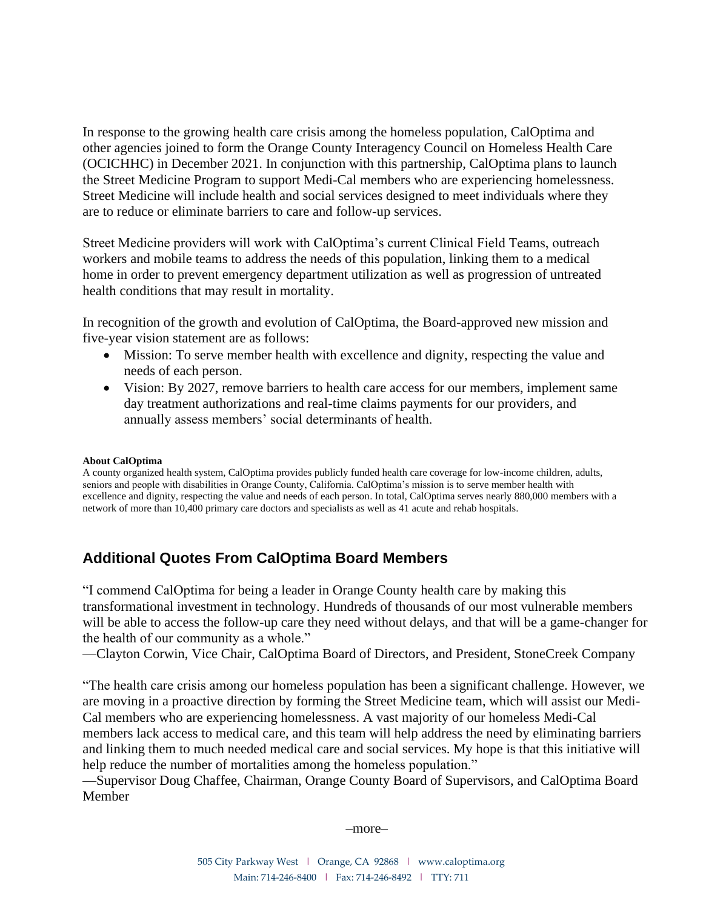In response to the growing health care crisis among the homeless population, CalOptima and other agencies joined to form the Orange County Interagency Council on Homeless Health Care (OCICHHC) in December 2021. In conjunction with this partnership, CalOptima plans to launch the Street Medicine Program to support Medi-Cal members who are experiencing homelessness. Street Medicine will include health and social services designed to meet individuals where they are to reduce or eliminate barriers to care and follow-up services.

Street Medicine providers will work with CalOptima's current Clinical Field Teams, outreach workers and mobile teams to address the needs of this population, linking them to a medical home in order to prevent emergency department utilization as well as progression of untreated health conditions that may result in mortality.

In recognition of the growth and evolution of CalOptima, the Board-approved new mission and five-year vision statement are as follows:

- Mission: To serve member health with excellence and dignity, respecting the value and needs of each person.
- Vision: By 2027, remove barriers to health care access for our members, implement same day treatment authorizations and real-time claims payments for our providers, and annually assess members' social determinants of health.

**About CalOptima**

A county organized health system, CalOptima provides publicly funded health care coverage for low-income children, adults, seniors and people with disabilities in Orange County, California. CalOptima's mission is to serve member health with excellence and dignity, respecting the value and needs of each person. In total, CalOptima serves nearly 880,000 members with a network of more than 10,400 primary care doctors and specialists as well as 41 acute and rehab hospitals.

## Additional Quotes From CalOptima Board Members

"I commend CalOptima for being a leader in Orange County health care by making this transformational investment in technology. Hundreds of thousands of our most vulnerable members will be able to access the follow-up care they need without delays, and that will be a game-changer for the health of our community as a whole."
—Clayton Corwin, Vice Chair, CalOptima Board of Directors, and President, StoneCreek Company

"The health care crisis among our homeless population has been a significant challenge. However, we are moving in a proactive direction by forming the Street Medicine team, which will assist our Medi-Cal members who are experiencing homelessness. A vast majority of our homeless Medi-Cal members lack access to medical care, and this team will help address the need by eliminating barriers and linking them to much needed medical care and social services. My hope is that this initiative will help reduce the number of mortalities among the homeless population."
—Supervisor Doug Chaffee, Chairman, Orange County Board of Supervisors, and CalOptima Board Member

–more–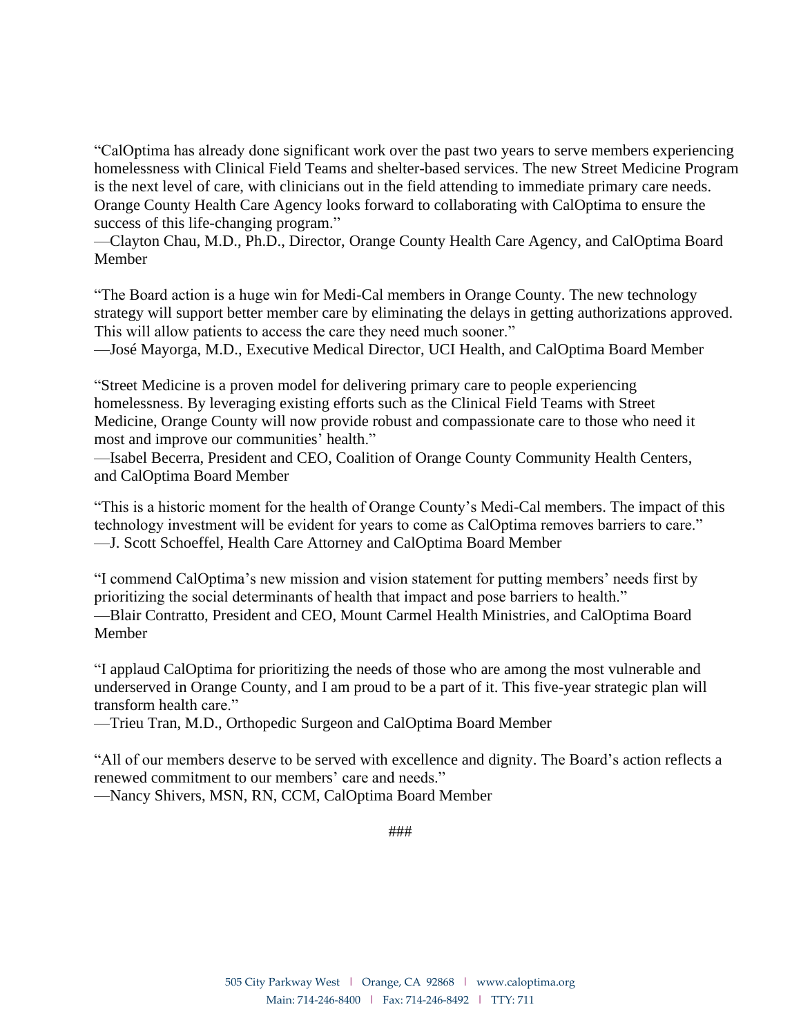"CalOptima has already done significant work over the past two years to serve members experiencing homelessness with Clinical Field Teams and shelter-based services. The new Street Medicine Program is the next level of care, with clinicians out in the field attending to immediate primary care needs. Orange County Health Care Agency looks forward to collaborating with CalOptima to ensure the success of this life-changing program."
—Clayton Chau, M.D., Ph.D., Director, Orange County Health Care Agency, and CalOptima Board Member

"The Board action is a huge win for Medi-Cal members in Orange County. The new technology strategy will support better member care by eliminating the delays in getting authorizations approved. This will allow patients to access the care they need much sooner."
—José Mayorga, M.D., Executive Medical Director, UCI Health, and CalOptima Board Member

"Street Medicine is a proven model for delivering primary care to people experiencing homelessness. By leveraging existing efforts such as the Clinical Field Teams with Street Medicine, Orange County will now provide robust and compassionate care to those who need it most and improve our communities' health."
—Isabel Becerra, President and CEO, Coalition of Orange County Community Health Centers, and CalOptima Board Member

"This is a historic moment for the health of Orange County's Medi-Cal members. The impact of this technology investment will be evident for years to come as CalOptima removes barriers to care."
—J. Scott Schoeffel, Health Care Attorney and CalOptima Board Member

"I commend CalOptima's new mission and vision statement for putting members' needs first by prioritizing the social determinants of health that impact and pose barriers to health."
—Blair Contratto, President and CEO, Mount Carmel Health Ministries, and CalOptima Board Member

"I applaud CalOptima for prioritizing the needs of those who are among the most vulnerable and underserved in Orange County, and I am proud to be a part of it. This five-year strategic plan will transform health care."
—Trieu Tran, M.D., Orthopedic Surgeon and CalOptima Board Member

"All of our members deserve to be served with excellence and dignity. The Board's action reflects a renewed commitment to our members' care and needs."
—Nancy Shivers, MSN, RN, CCM, CalOptima Board Member

###

505 City Parkway West | Orange, CA 92868 | www.caloptima.org
Main: 714-246-8400 | Fax: 714-246-8492 | TTY: 711